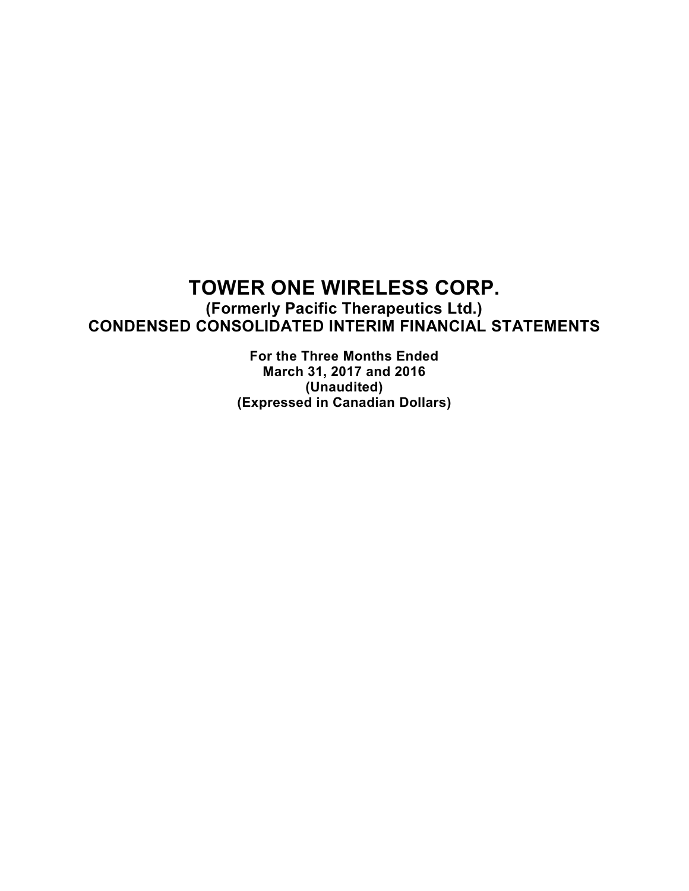# TOWER ONE WIRELESS CORP.

**(Formerly Pacific Therapeutics Ltd.)**

**CONDENSED CONSOLIDATED INTERIM FINANCIAL STATEMENTS**

**For the Three Months Ended**
**March 31, 2017 and 2016**
**(Unaudited)**
**(Expressed in Canadian Dollars)**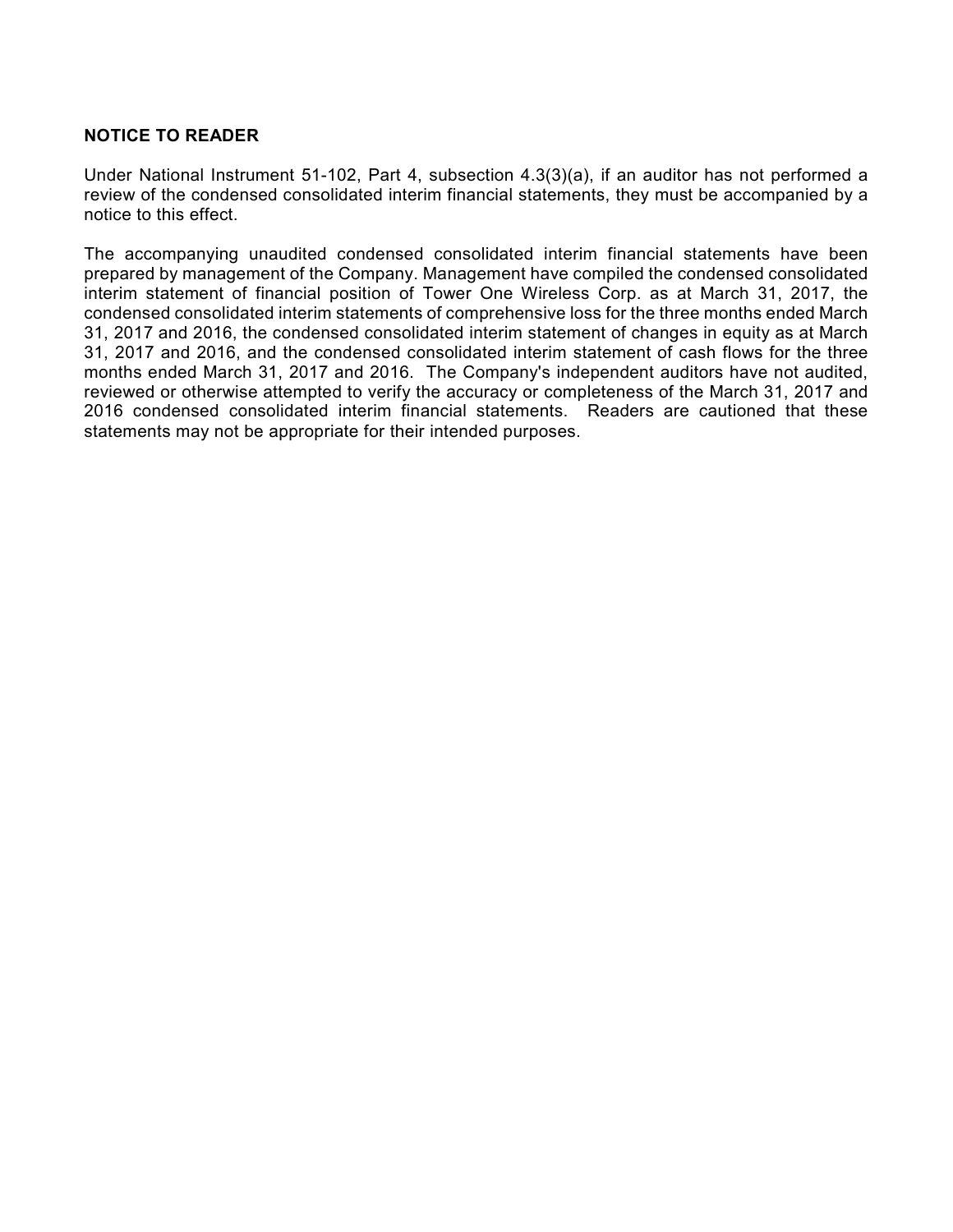**NOTICE TO READER**

Under National Instrument 51-102, Part 4, subsection 4.3(3)(a), if an auditor has not performed a review of the condensed consolidated interim financial statements, they must be accompanied by a notice to this effect.

The accompanying unaudited condensed consolidated interim financial statements have been prepared by management of the Company. Management have compiled the condensed consolidated interim statement of financial position of Tower One Wireless Corp. as at March 31, 2017, the condensed consolidated interim statements of comprehensive loss for the three months ended March 31, 2017 and 2016, the condensed consolidated interim statement of changes in equity as at March 31, 2017 and 2016, and the condensed consolidated interim statement of cash flows for the three months ended March 31, 2017 and 2016. The Company's independent auditors have not audited, reviewed or otherwise attempted to verify the accuracy or completeness of the March 31, 2017 and 2016 condensed consolidated interim financial statements. Readers are cautioned that these statements may not be appropriate for their intended purposes.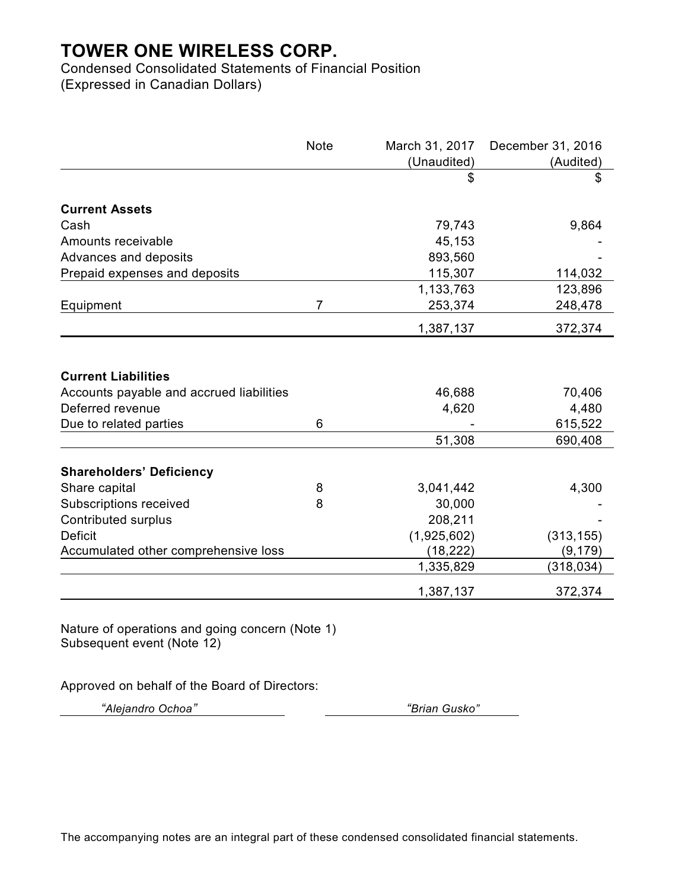# TOWER ONE WIRELESS CORP.

Condensed Consolidated Statements of Financial Position
(Expressed in Canadian Dollars)

| | Note | March 31, 2017 (Unaudited) | December 31, 2016 (Audited) |
|---|---|---|---|
| | | $ | $ |
| **Current Assets** | | | |
| Cash | | 79,743 | 9,864 |
| Amounts receivable | | 45,153 | - |
| Advances and deposits | | 893,560 | - |
| Prepaid expenses and deposits | | 115,307 | 114,032 |
| | | 1,133,763 | 123,896 |
| Equipment | 7 | 253,374 | 248,478 |
| | | 1,387,137 | 372,374 |
| **Current Liabilities** | | | |
| Accounts payable and accrued liabilities | | 46,688 | 70,406 |
| Deferred revenue | | 4,620 | 4,480 |
| Due to related parties | 6 | - | 615,522 |
| | | 51,308 | 690,408 |
| **Shareholders' Deficiency** | | | |
| Share capital | 8 | 3,041,442 | 4,300 |
| Subscriptions received | 8 | 30,000 | - |
| Contributed surplus | | 208,211 | - |
| Deficit | | (1,925,602) | (313,155) |
| Accumulated other comprehensive loss | | (18,222) | (9,179) |
| | | 1,335,829 | (318,034) |
| | | 1,387,137 | 372,374 |

Nature of operations and going concern (Note 1)
Subsequent event (Note 12)

Approved on behalf of the Board of Directors:

*"Alejandro Ochoa"* *"Brian Gusko"*

The accompanying notes are an integral part of these condensed consolidated financial statements.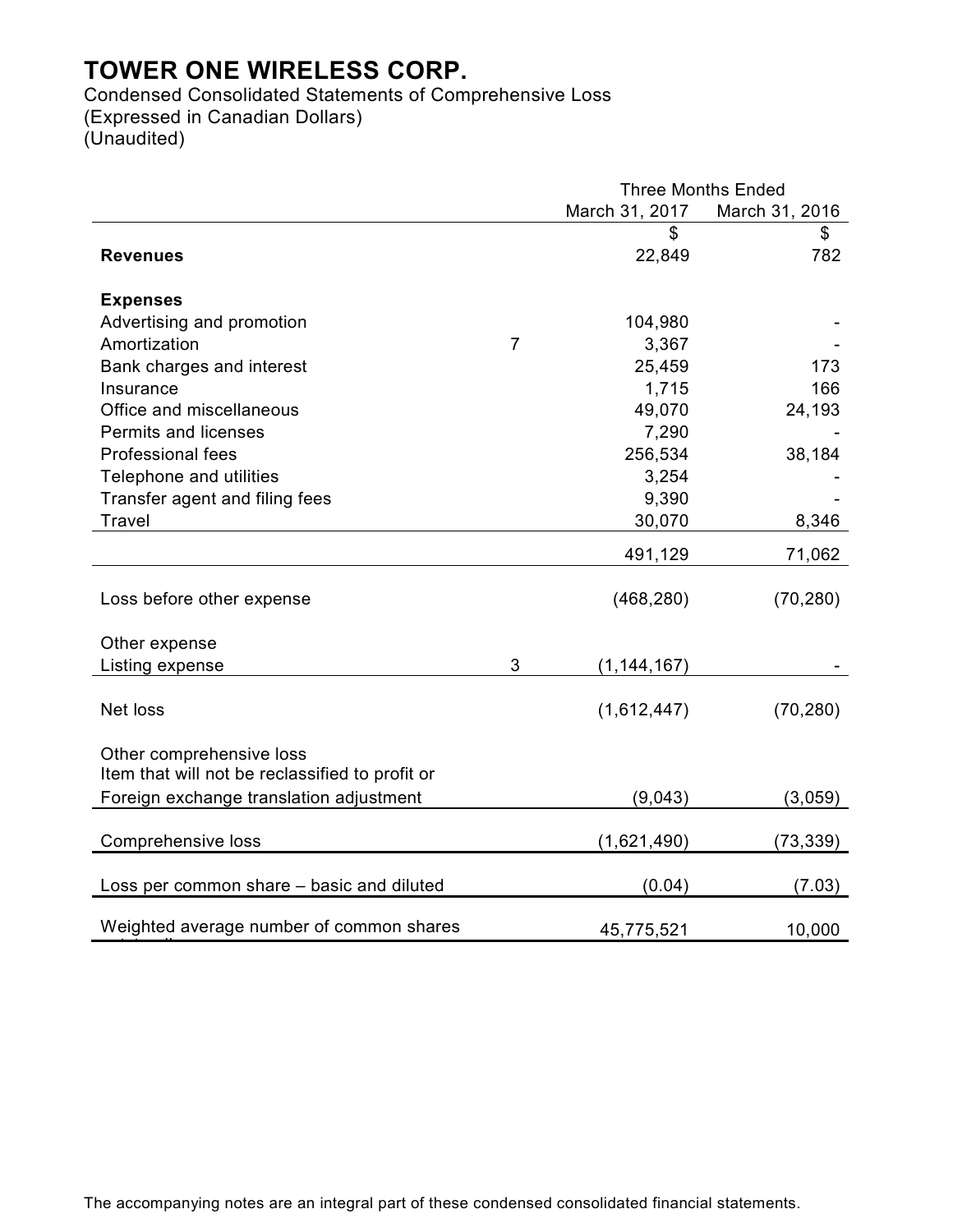# TOWER ONE WIRELESS CORP.

Condensed Consolidated Statements of Comprehensive Loss
(Expressed in Canadian Dollars)
(Unaudited)

| | | Three Months Ended | |
|---|---|---|---|
| | | March 31, 2017 | March 31, 2016 |
| | | $ | $ |
| **Revenues** | | 22,849 | 782 |
| | | | |
| **Expenses** | | | |
| Advertising and promotion | | 104,980 | - |
| Amortization | 7 | 3,367 | - |
| Bank charges and interest | | 25,459 | 173 |
| Insurance | | 1,715 | 166 |
| Office and miscellaneous | | 49,070 | 24,193 |
| Permits and licenses | | 7,290 | - |
| Professional fees | | 256,534 | 38,184 |
| Telephone and utilities | | 3,254 | - |
| Transfer agent and filing fees | | 9,390 | - |
| Travel | | 30,070 | 8,346 |
| | | 491,129 | 71,062 |
| | | | |
| Loss before other expense | | (468,280) | (70,280) |
| | | | |
| Other expense | | | |
| Listing expense | 3 | (1,144,167) | - |
| | | | |
| Net loss | | (1,612,447) | (70,280) |
| | | | |
| Other comprehensive loss | | | |
| Item that will not be reclassified to profit or | | | |
| Foreign exchange translation adjustment | | (9,043) | (3,059) |
| | | | |
| Comprehensive loss | | (1,621,490) | (73,339) |
| | | | |
| Loss per common share – basic and diluted | | (0.04) | (7.03) |
| | | | |
| Weighted average number of common shares | | 45,775,521 | 10,000 |

The accompanying notes are an integral part of these condensed consolidated financial statements.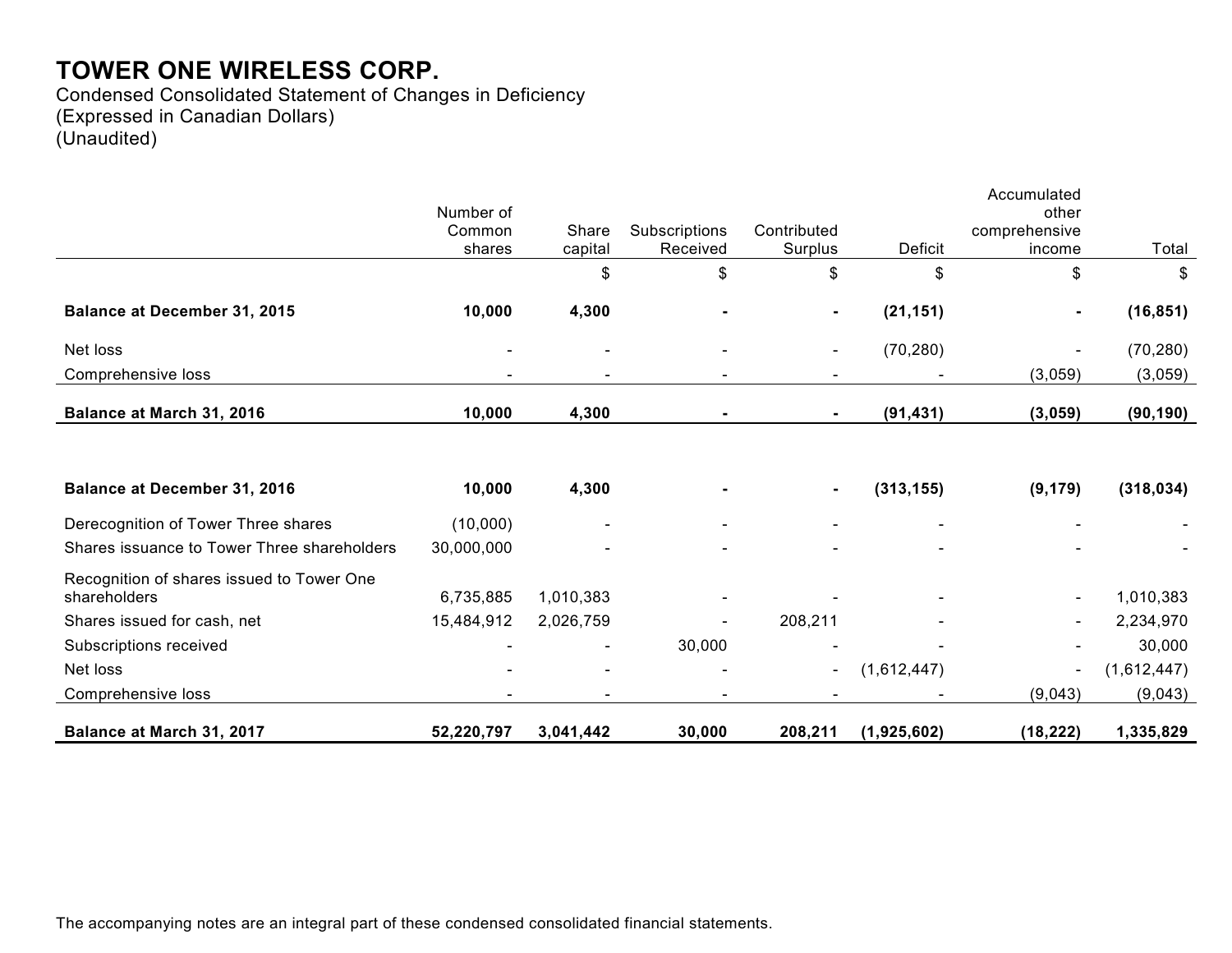# TOWER ONE WIRELESS CORP.

Condensed Consolidated Statement of Changes in Deficiency
(Expressed in Canadian Dollars)
(Unaudited)

| | Number of Common shares | Share capital | Subscriptions Received | Contributed Surplus | Deficit | Accumulated other comprehensive income | Total |
|---|---|---|---|---|---|---|---|
| | | $ | $ | $ | $ | $ | $ |
| **Balance at December 31, 2015** | **10,000** | **4,300** | **-** | **-** | **(21,151)** | **-** | **(16,851)** |
| Net loss | - | - | - | - | (70,280) | - | (70,280) |
| Comprehensive loss | - | - | - | - | - | (3,059) | (3,059) |
| **Balance at March 31, 2016** | **10,000** | **4,300** | **-** | **-** | **(91,431)** | **(3,059)** | **(90,190)** |
| | | | | | | | |
| **Balance at December 31, 2016** | **10,000** | **4,300** | **-** | **-** | **(313,155)** | **(9,179)** | **(318,034)** |
| Derecognition of Tower Three shares | (10,000) | - | - | - | - | - | - |
| Shares issuance to Tower Three shareholders | 30,000,000 | - | - | - | - | - | - |
| Recognition of shares issued to Tower One shareholders | 6,735,885 | 1,010,383 | - | - | - | - | 1,010,383 |
| Shares issued for cash, net | 15,484,912 | 2,026,759 | - | 208,211 | - | - | 2,234,970 |
| Subscriptions received | - | - | 30,000 | - | - | - | 30,000 |
| Net loss | - | - | - | - | (1,612,447) | - | (1,612,447) |
| Comprehensive loss | - | - | - | - | - | (9,043) | (9,043) |
| **Balance at March 31, 2017** | **52,220,797** | **3,041,442** | **30,000** | **208,211** | **(1,925,602)** | **(18,222)** | **1,335,829** |

The accompanying notes are an integral part of these condensed consolidated financial statements.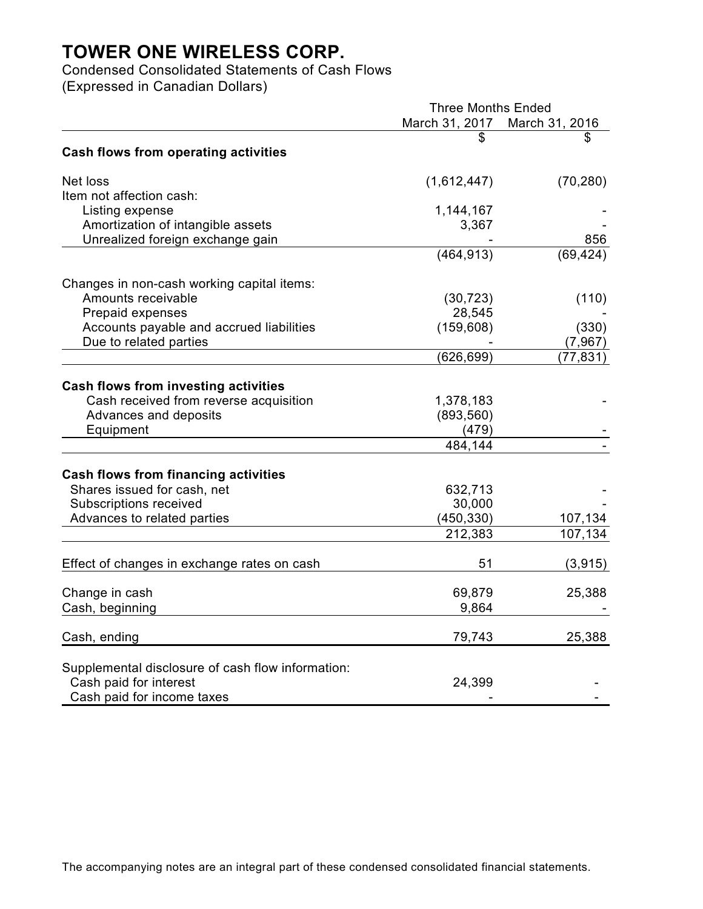# TOWER ONE WIRELESS CORP.

Condensed Consolidated Statements of Cash Flows
(Expressed in Canadian Dollars)

| | Three Months Ended | |
|---|---|---|
| | March 31, 2017 | March 31, 2016 |
| | $ | $ |
| **Cash flows from operating activities** | | |
| Net loss | (1,612,447) | (70,280) |
| Item not affection cash: | | |
| Listing expense | 1,144,167 | - |
| Amortization of intangible assets | 3,367 | - |
| Unrealized foreign exchange gain | - | 856 |
| | (464,913) | (69,424) |
| Changes in non-cash working capital items: | | |
| Amounts receivable | (30,723) | (110) |
| Prepaid expenses | 28,545 | - |
| Accounts payable and accrued liabilities | (159,608) | (330) |
| Due to related parties | - | (7,967) |
| | (626,699) | (77,831) |
| **Cash flows from investing activities** | | |
| Cash received from reverse acquisition | 1,378,183 | - |
| Advances and deposits | (893,560) | |
| Equipment | (479) | - |
| | 484,144 | - |
| **Cash flows from financing activities** | | |
| Shares issued for cash, net | 632,713 | - |
| Subscriptions received | 30,000 | - |
| Advances to related parties | (450,330) | 107,134 |
| | 212,383 | 107,134 |
| Effect of changes in exchange rates on cash | 51 | (3,915) |
| Change in cash | 69,879 | 25,388 |
| Cash, beginning | 9,864 | - |
| Cash, ending | 79,743 | 25,388 |
| Supplemental disclosure of cash flow information: | | |
| Cash paid for interest | 24,399 | - |
| Cash paid for income taxes | - | - |

The accompanying notes are an integral part of these condensed consolidated financial statements.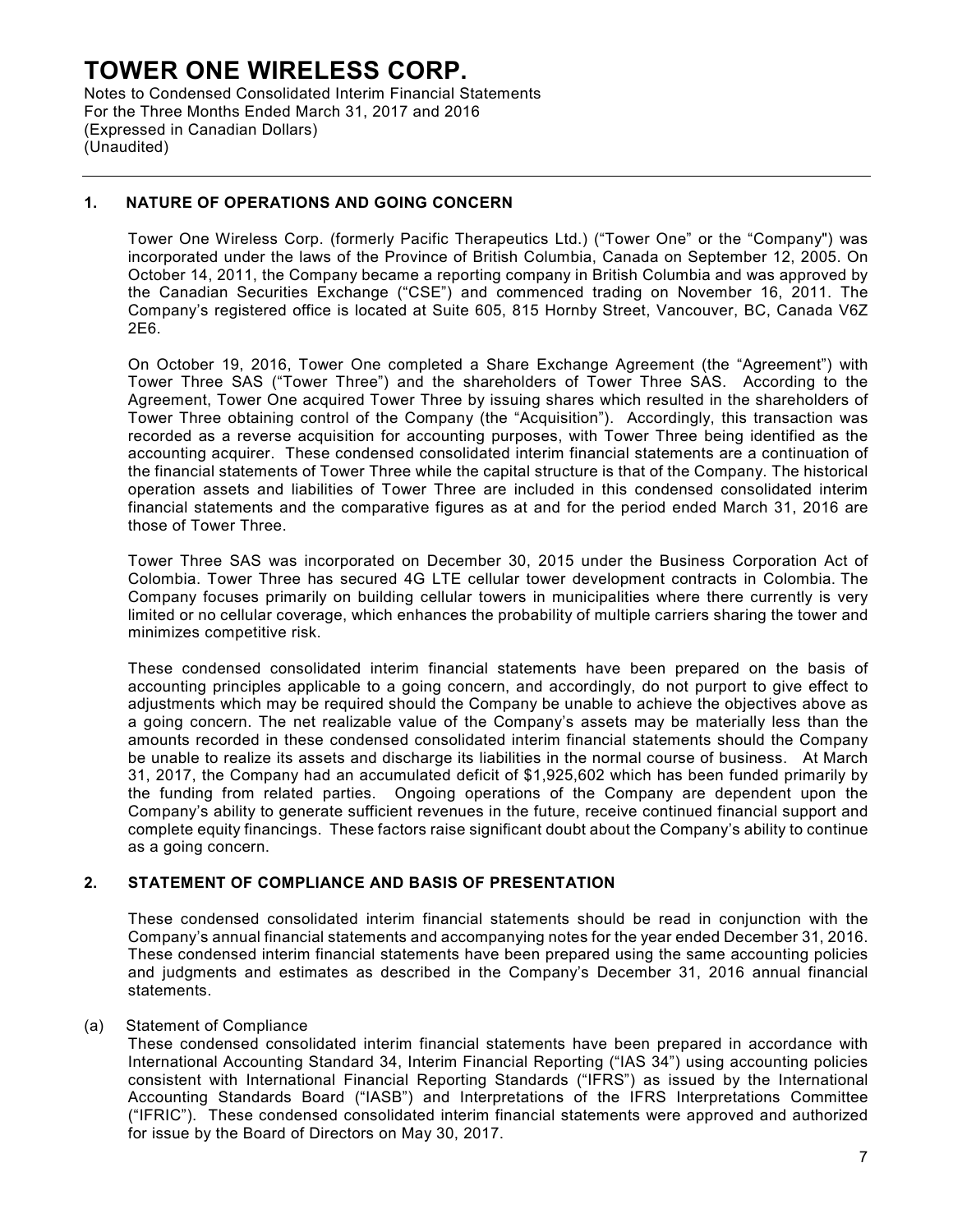## 1. NATURE OF OPERATIONS AND GOING CONCERN

Tower One Wireless Corp. (formerly Pacific Therapeutics Ltd.) ("Tower One" or the "Company") was incorporated under the laws of the Province of British Columbia, Canada on September 12, 2005. On October 14, 2011, the Company became a reporting company in British Columbia and was approved by the Canadian Securities Exchange ("CSE") and commenced trading on November 16, 2011. The Company's registered office is located at Suite 605, 815 Hornby Street, Vancouver, BC, Canada V6Z 2E6.

On October 19, 2016, Tower One completed a Share Exchange Agreement (the "Agreement") with Tower Three SAS ("Tower Three") and the shareholders of Tower Three SAS. According to the Agreement, Tower One acquired Tower Three by issuing shares which resulted in the shareholders of Tower Three obtaining control of the Company (the "Acquisition"). Accordingly, this transaction was recorded as a reverse acquisition for accounting purposes, with Tower Three being identified as the accounting acquirer. These condensed consolidated interim financial statements are a continuation of the financial statements of Tower Three while the capital structure is that of the Company. The historical operation assets and liabilities of Tower Three are included in this condensed consolidated interim financial statements and the comparative figures as at and for the period ended March 31, 2016 are those of Tower Three.

Tower Three SAS was incorporated on December 30, 2015 under the Business Corporation Act of Colombia. Tower Three has secured 4G LTE cellular tower development contracts in Colombia. The Company focuses primarily on building cellular towers in municipalities where there currently is very limited or no cellular coverage, which enhances the probability of multiple carriers sharing the tower and minimizes competitive risk.

These condensed consolidated interim financial statements have been prepared on the basis of accounting principles applicable to a going concern, and accordingly, do not purport to give effect to adjustments which may be required should the Company be unable to achieve the objectives above as a going concern. The net realizable value of the Company's assets may be materially less than the amounts recorded in these condensed consolidated interim financial statements should the Company be unable to realize its assets and discharge its liabilities in the normal course of business. At March 31, 2017, the Company had an accumulated deficit of $1,925,602 which has been funded primarily by the funding from related parties. Ongoing operations of the Company are dependent upon the Company's ability to generate sufficient revenues in the future, receive continued financial support and complete equity financings. These factors raise significant doubt about the Company's ability to continue as a going concern.

## 2. STATEMENT OF COMPLIANCE AND BASIS OF PRESENTATION

These condensed consolidated interim financial statements should be read in conjunction with the Company's annual financial statements and accompanying notes for the year ended December 31, 2016. These condensed interim financial statements have been prepared using the same accounting policies and judgments and estimates as described in the Company's December 31, 2016 annual financial statements.

(a) Statement of Compliance

These condensed consolidated interim financial statements have been prepared in accordance with International Accounting Standard 34, Interim Financial Reporting ("IAS 34") using accounting policies consistent with International Financial Reporting Standards ("IFRS") as issued by the International Accounting Standards Board ("IASB") and Interpretations of the IFRS Interpretations Committee ("IFRIC"). These condensed consolidated interim financial statements were approved and authorized for issue by the Board of Directors on May 30, 2017.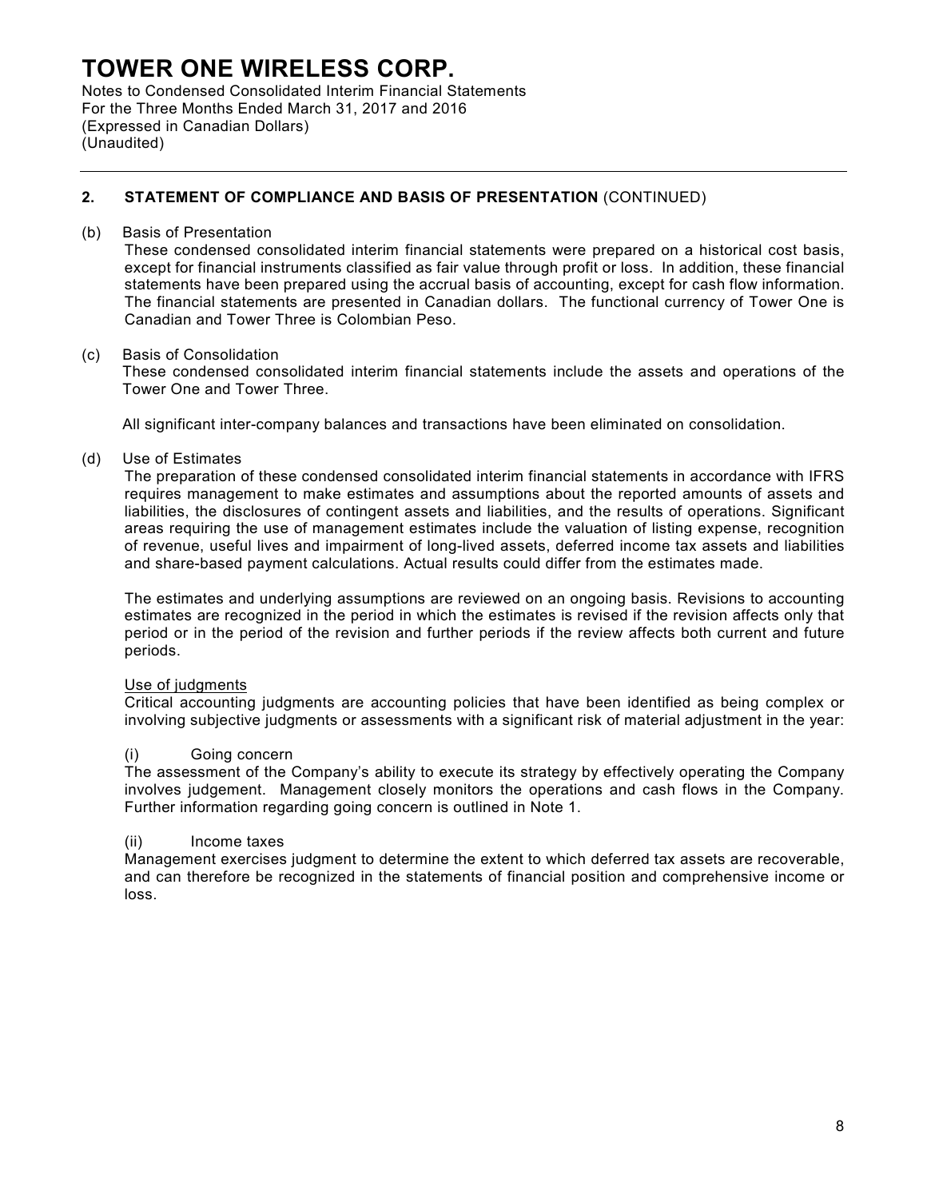## 2. STATEMENT OF COMPLIANCE AND BASIS OF PRESENTATION (CONTINUED)

(b) Basis of Presentation

These condensed consolidated interim financial statements were prepared on a historical cost basis, except for financial instruments classified as fair value through profit or loss. In addition, these financial statements have been prepared using the accrual basis of accounting, except for cash flow information. The financial statements are presented in Canadian dollars. The functional currency of Tower One is Canadian and Tower Three is Colombian Peso.

(c) Basis of Consolidation

These condensed consolidated interim financial statements include the assets and operations of the Tower One and Tower Three.

All significant inter-company balances and transactions have been eliminated on consolidation.

(d) Use of Estimates

The preparation of these condensed consolidated interim financial statements in accordance with IFRS requires management to make estimates and assumptions about the reported amounts of assets and liabilities, the disclosures of contingent assets and liabilities, and the results of operations. Significant areas requiring the use of management estimates include the valuation of listing expense, recognition of revenue, useful lives and impairment of long-lived assets, deferred income tax assets and liabilities and share-based payment calculations. Actual results could differ from the estimates made.

The estimates and underlying assumptions are reviewed on an ongoing basis. Revisions to accounting estimates are recognized in the period in which the estimates is revised if the revision affects only that period or in the period of the revision and further periods if the review affects both current and future periods.

Use of judgments

Critical accounting judgments are accounting policies that have been identified as being complex or involving subjective judgments or assessments with a significant risk of material adjustment in the year:

(i) Going concern

The assessment of the Company's ability to execute its strategy by effectively operating the Company involves judgement. Management closely monitors the operations and cash flows in the Company. Further information regarding going concern is outlined in Note 1.

(ii) Income taxes

Management exercises judgment to determine the extent to which deferred tax assets are recoverable, and can therefore be recognized in the statements of financial position and comprehensive income or loss.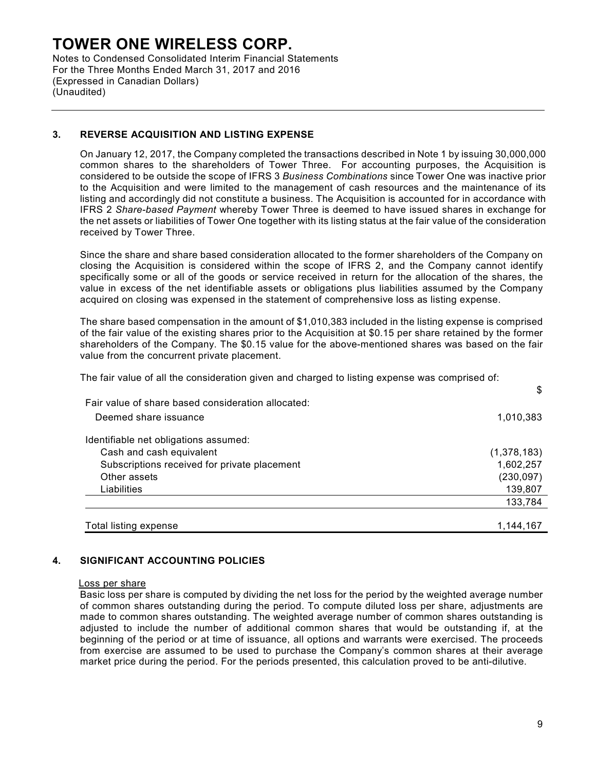## 3. REVERSE ACQUISITION AND LISTING EXPENSE

On January 12, 2017, the Company completed the transactions described in Note 1 by issuing 30,000,000 common shares to the shareholders of Tower Three. For accounting purposes, the Acquisition is considered to be outside the scope of IFRS 3 *Business Combinations* since Tower One was inactive prior to the Acquisition and were limited to the management of cash resources and the maintenance of its listing and accordingly did not constitute a business. The Acquisition is accounted for in accordance with IFRS 2 *Share-based Payment* whereby Tower Three is deemed to have issued shares in exchange for the net assets or liabilities of Tower One together with its listing status at the fair value of the consideration received by Tower Three.

Since the share and share based consideration allocated to the former shareholders of the Company on closing the Acquisition is considered within the scope of IFRS 2, and the Company cannot identify specifically some or all of the goods or service received in return for the allocation of the shares, the value in excess of the net identifiable assets or obligations plus liabilities assumed by the Company acquired on closing was expensed in the statement of comprehensive loss as listing expense.

The share based compensation in the amount of $1,010,383 included in the listing expense is comprised of the fair value of the existing shares prior to the Acquisition at $0.15 per share retained by the former shareholders of the Company. The $0.15 value for the above-mentioned shares was based on the fair value from the concurrent private placement.

The fair value of all the consideration given and charged to listing expense was comprised of:

| | $ |
|---|---|
| Fair value of share based consideration allocated: | |
| Deemed share issuance | 1,010,383 |
| Identifiable net obligations assumed: | |
| Cash and cash equivalent | (1,378,183) |
| Subscriptions received for private placement | 1,602,257 |
| Other assets | (230,097) |
| Liabilities | 139,807 |
| | 133,784 |
| Total listing expense | 1,144,167 |

## 4. SIGNIFICANT ACCOUNTING POLICIES

Loss per share

Basic loss per share is computed by dividing the net loss for the period by the weighted average number of common shares outstanding during the period. To compute diluted loss per share, adjustments are made to common shares outstanding. The weighted average number of common shares outstanding is adjusted to include the number of additional common shares that would be outstanding if, at the beginning of the period or at time of issuance, all options and warrants were exercised. The proceeds from exercise are assumed to be used to purchase the Company's common shares at their average market price during the period. For the periods presented, this calculation proved to be anti-dilutive.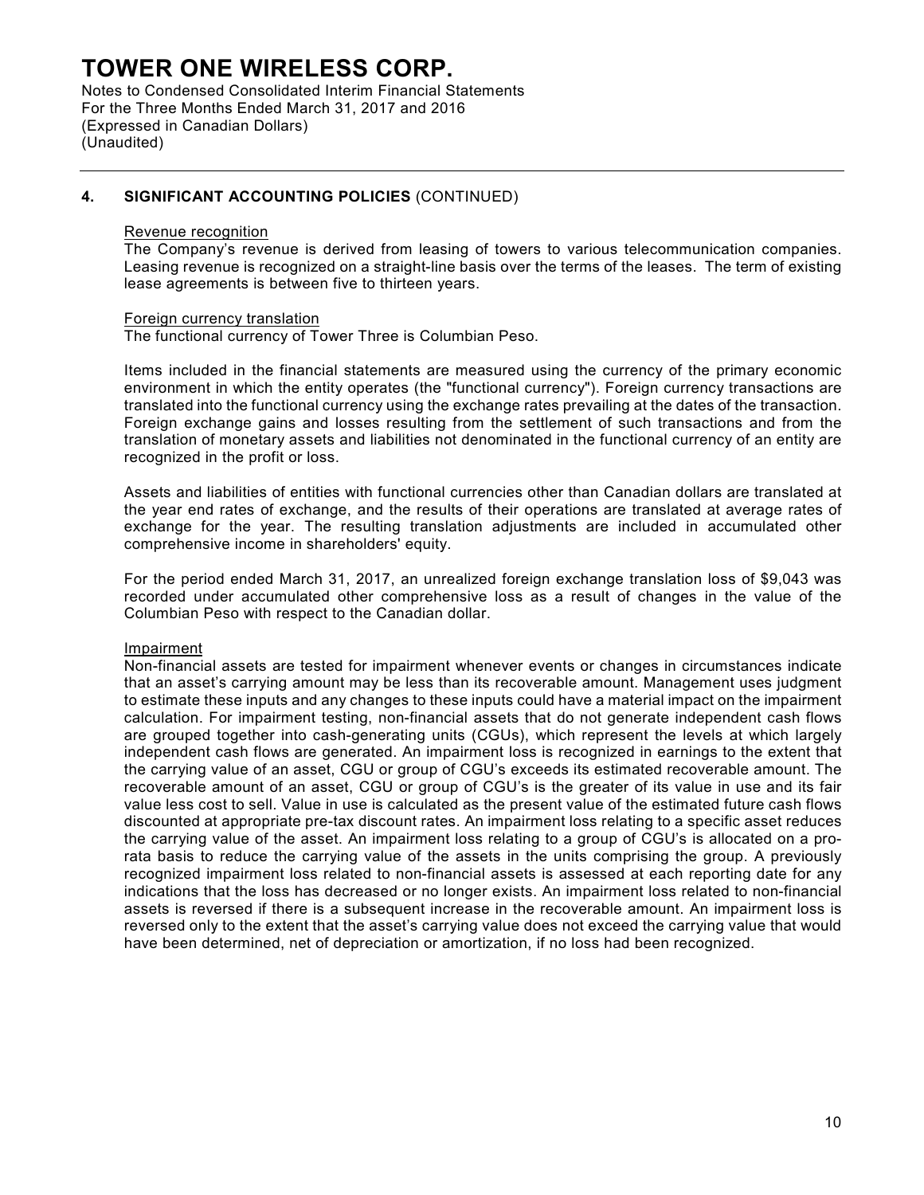## 4. SIGNIFICANT ACCOUNTING POLICIES (CONTINUED)

### Revenue recognition

The Company's revenue is derived from leasing of towers to various telecommunication companies. Leasing revenue is recognized on a straight-line basis over the terms of the leases. The term of existing lease agreements is between five to thirteen years.

### Foreign currency translation

The functional currency of Tower Three is Columbian Peso.

Items included in the financial statements are measured using the currency of the primary economic environment in which the entity operates (the "functional currency"). Foreign currency transactions are translated into the functional currency using the exchange rates prevailing at the dates of the transaction. Foreign exchange gains and losses resulting from the settlement of such transactions and from the translation of monetary assets and liabilities not denominated in the functional currency of an entity are recognized in the profit or loss.

Assets and liabilities of entities with functional currencies other than Canadian dollars are translated at the year end rates of exchange, and the results of their operations are translated at average rates of exchange for the year. The resulting translation adjustments are included in accumulated other comprehensive income in shareholders' equity.

For the period ended March 31, 2017, an unrealized foreign exchange translation loss of $9,043 was recorded under accumulated other comprehensive loss as a result of changes in the value of the Columbian Peso with respect to the Canadian dollar.

### Impairment

Non-financial assets are tested for impairment whenever events or changes in circumstances indicate that an asset's carrying amount may be less than its recoverable amount. Management uses judgment to estimate these inputs and any changes to these inputs could have a material impact on the impairment calculation. For impairment testing, non-financial assets that do not generate independent cash flows are grouped together into cash-generating units (CGUs), which represent the levels at which largely independent cash flows are generated. An impairment loss is recognized in earnings to the extent that the carrying value of an asset, CGU or group of CGU's exceeds its estimated recoverable amount. The recoverable amount of an asset, CGU or group of CGU's is the greater of its value in use and its fair value less cost to sell. Value in use is calculated as the present value of the estimated future cash flows discounted at appropriate pre-tax discount rates. An impairment loss relating to a specific asset reduces the carrying value of the asset. An impairment loss relating to a group of CGU's is allocated on a pro-rata basis to reduce the carrying value of the assets in the units comprising the group. A previously recognized impairment loss related to non-financial assets is assessed at each reporting date for any indications that the loss has decreased or no longer exists. An impairment loss related to non-financial assets is reversed if there is a subsequent increase in the recoverable amount. An impairment loss is reversed only to the extent that the asset's carrying value does not exceed the carrying value that would have been determined, net of depreciation or amortization, if no loss had been recognized.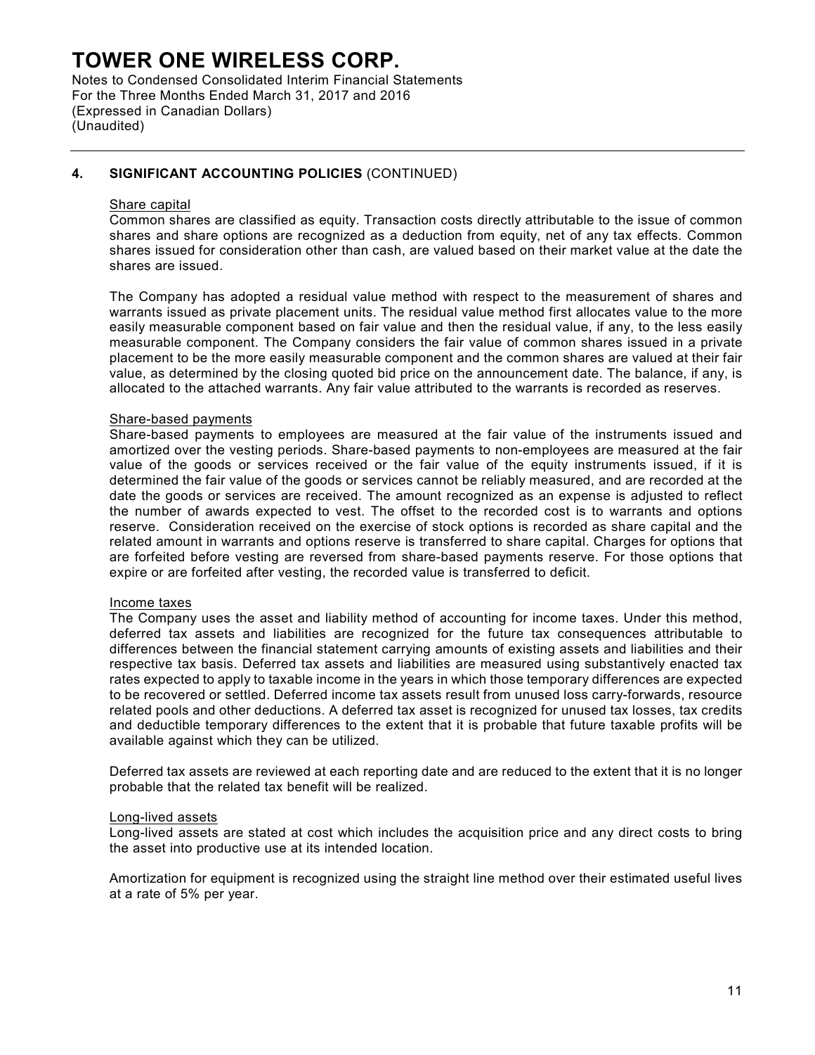## 4. SIGNIFICANT ACCOUNTING POLICIES (CONTINUED)

### Share capital

Common shares are classified as equity. Transaction costs directly attributable to the issue of common shares and share options are recognized as a deduction from equity, net of any tax effects. Common shares issued for consideration other than cash, are valued based on their market value at the date the shares are issued.

The Company has adopted a residual value method with respect to the measurement of shares and warrants issued as private placement units. The residual value method first allocates value to the more easily measurable component based on fair value and then the residual value, if any, to the less easily measurable component. The Company considers the fair value of common shares issued in a private placement to be the more easily measurable component and the common shares are valued at their fair value, as determined by the closing quoted bid price on the announcement date. The balance, if any, is allocated to the attached warrants. Any fair value attributed to the warrants is recorded as reserves.

### Share-based payments

Share-based payments to employees are measured at the fair value of the instruments issued and amortized over the vesting periods. Share-based payments to non-employees are measured at the fair value of the goods or services received or the fair value of the equity instruments issued, if it is determined the fair value of the goods or services cannot be reliably measured, and are recorded at the date the goods or services are received. The amount recognized as an expense is adjusted to reflect the number of awards expected to vest. The offset to the recorded cost is to warrants and options reserve. Consideration received on the exercise of stock options is recorded as share capital and the related amount in warrants and options reserve is transferred to share capital. Charges for options that are forfeited before vesting are reversed from share-based payments reserve. For those options that expire or are forfeited after vesting, the recorded value is transferred to deficit.

### Income taxes

The Company uses the asset and liability method of accounting for income taxes. Under this method, deferred tax assets and liabilities are recognized for the future tax consequences attributable to differences between the financial statement carrying amounts of existing assets and liabilities and their respective tax basis. Deferred tax assets and liabilities are measured using substantively enacted tax rates expected to apply to taxable income in the years in which those temporary differences are expected to be recovered or settled. Deferred income tax assets result from unused loss carry-forwards, resource related pools and other deductions. A deferred tax asset is recognized for unused tax losses, tax credits and deductible temporary differences to the extent that it is probable that future taxable profits will be available against which they can be utilized.

Deferred tax assets are reviewed at each reporting date and are reduced to the extent that it is no longer probable that the related tax benefit will be realized.

### Long-lived assets

Long-lived assets are stated at cost which includes the acquisition price and any direct costs to bring the asset into productive use at its intended location.

Amortization for equipment is recognized using the straight line method over their estimated useful lives at a rate of 5% per year.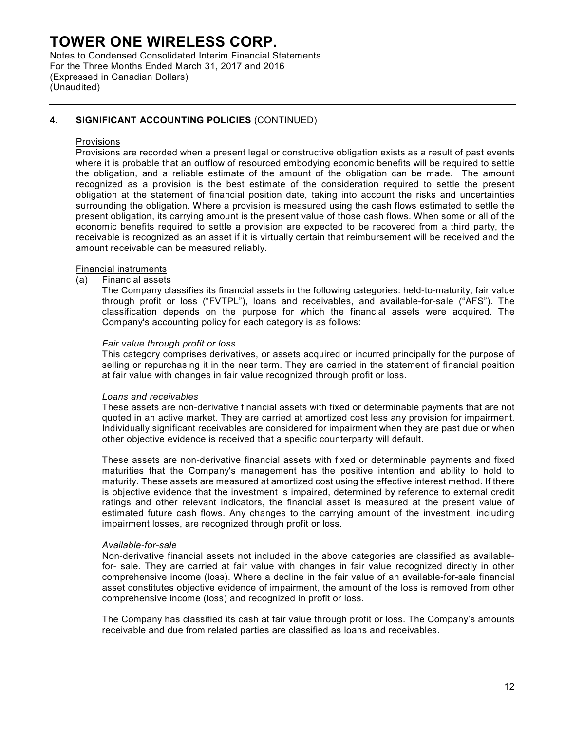## 4. SIGNIFICANT ACCOUNTING POLICIES (CONTINUED)

Provisions

Provisions are recorded when a present legal or constructive obligation exists as a result of past events where it is probable that an outflow of resourced embodying economic benefits will be required to settle the obligation, and a reliable estimate of the amount of the obligation can be made. The amount recognized as a provision is the best estimate of the consideration required to settle the present obligation at the statement of financial position date, taking into account the risks and uncertainties surrounding the obligation. Where a provision is measured using the cash flows estimated to settle the present obligation, its carrying amount is the present value of those cash flows. When some or all of the economic benefits required to settle a provision are expected to be recovered from a third party, the receivable is recognized as an asset if it is virtually certain that reimbursement will be received and the amount receivable can be measured reliably.

Financial instruments

(a) Financial assets

The Company classifies its financial assets in the following categories: held-to-maturity, fair value through profit or loss ("FVTPL"), loans and receivables, and available-for-sale ("AFS"). The classification depends on the purpose for which the financial assets were acquired. The Company's accounting policy for each category is as follows:

*Fair value through profit or loss*

This category comprises derivatives, or assets acquired or incurred principally for the purpose of selling or repurchasing it in the near term. They are carried in the statement of financial position at fair value with changes in fair value recognized through profit or loss.

*Loans and receivables*

These assets are non-derivative financial assets with fixed or determinable payments that are not quoted in an active market. They are carried at amortized cost less any provision for impairment. Individually significant receivables are considered for impairment when they are past due or when other objective evidence is received that a specific counterparty will default.

These assets are non-derivative financial assets with fixed or determinable payments and fixed maturities that the Company's management has the positive intention and ability to hold to maturity. These assets are measured at amortized cost using the effective interest method. If there is objective evidence that the investment is impaired, determined by reference to external credit ratings and other relevant indicators, the financial asset is measured at the present value of estimated future cash flows. Any changes to the carrying amount of the investment, including impairment losses, are recognized through profit or loss.

*Available-for-sale*

Non-derivative financial assets not included in the above categories are classified as available-for- sale. They are carried at fair value with changes in fair value recognized directly in other comprehensive income (loss). Where a decline in the fair value of an available-for-sale financial asset constitutes objective evidence of impairment, the amount of the loss is removed from other comprehensive income (loss) and recognized in profit or loss.

The Company has classified its cash at fair value through profit or loss. The Company's amounts receivable and due from related parties are classified as loans and receivables.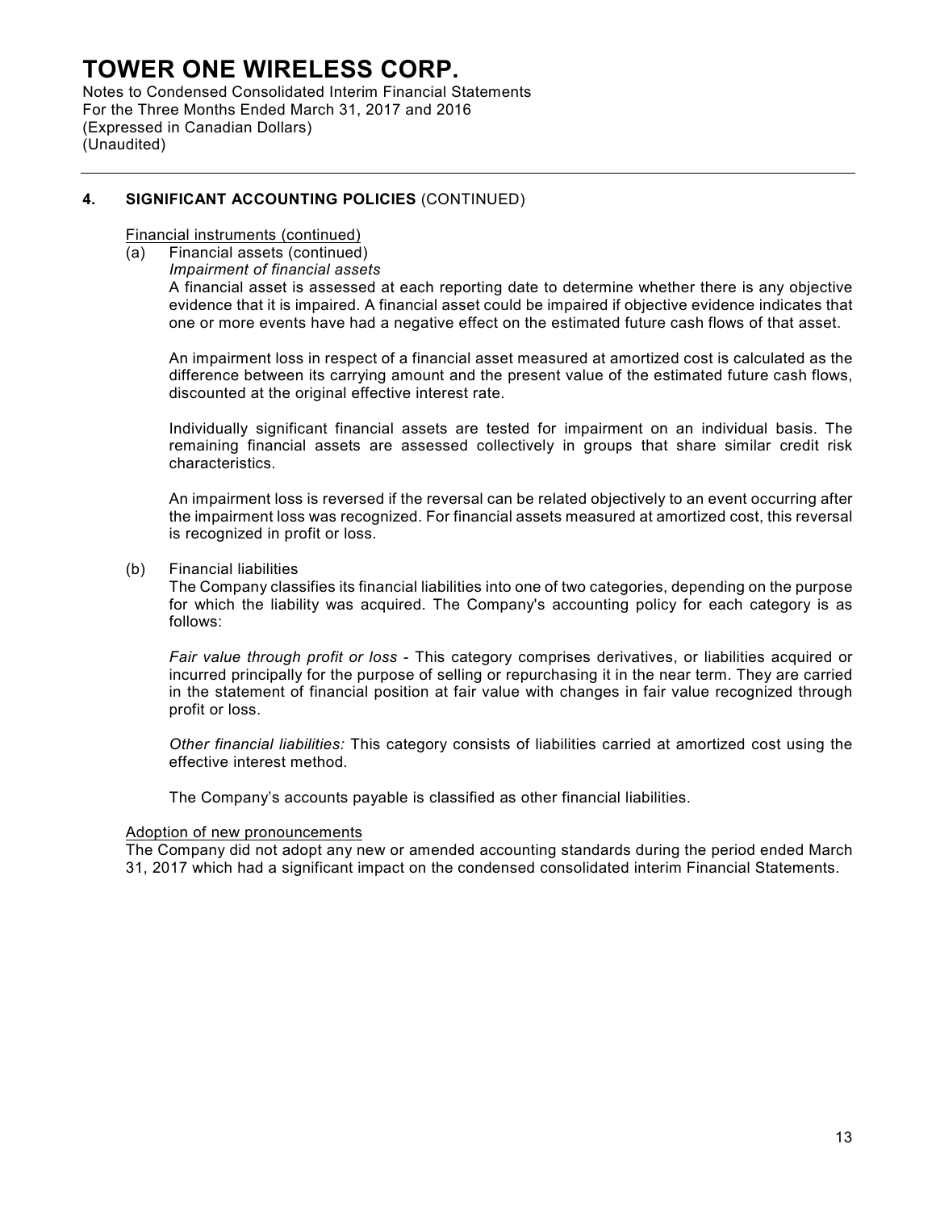## 4. SIGNIFICANT ACCOUNTING POLICIES (CONTINUED)

Financial instruments (continued)

(a) Financial assets (continued)

*Impairment of financial assets*

A financial asset is assessed at each reporting date to determine whether there is any objective evidence that it is impaired. A financial asset could be impaired if objective evidence indicates that one or more events have had a negative effect on the estimated future cash flows of that asset.

An impairment loss in respect of a financial asset measured at amortized cost is calculated as the difference between its carrying amount and the present value of the estimated future cash flows, discounted at the original effective interest rate.

Individually significant financial assets are tested for impairment on an individual basis. The remaining financial assets are assessed collectively in groups that share similar credit risk characteristics.

An impairment loss is reversed if the reversal can be related objectively to an event occurring after the impairment loss was recognized. For financial assets measured at amortized cost, this reversal is recognized in profit or loss.

(b) Financial liabilities

The Company classifies its financial liabilities into one of two categories, depending on the purpose for which the liability was acquired. The Company's accounting policy for each category is as follows:

*Fair value through profit or loss* - This category comprises derivatives, or liabilities acquired or incurred principally for the purpose of selling or repurchasing it in the near term. They are carried in the statement of financial position at fair value with changes in fair value recognized through profit or loss.

*Other financial liabilities:* This category consists of liabilities carried at amortized cost using the effective interest method.

The Company's accounts payable is classified as other financial liabilities.

Adoption of new pronouncements

The Company did not adopt any new or amended accounting standards during the period ended March 31, 2017 which had a significant impact on the condensed consolidated interim Financial Statements.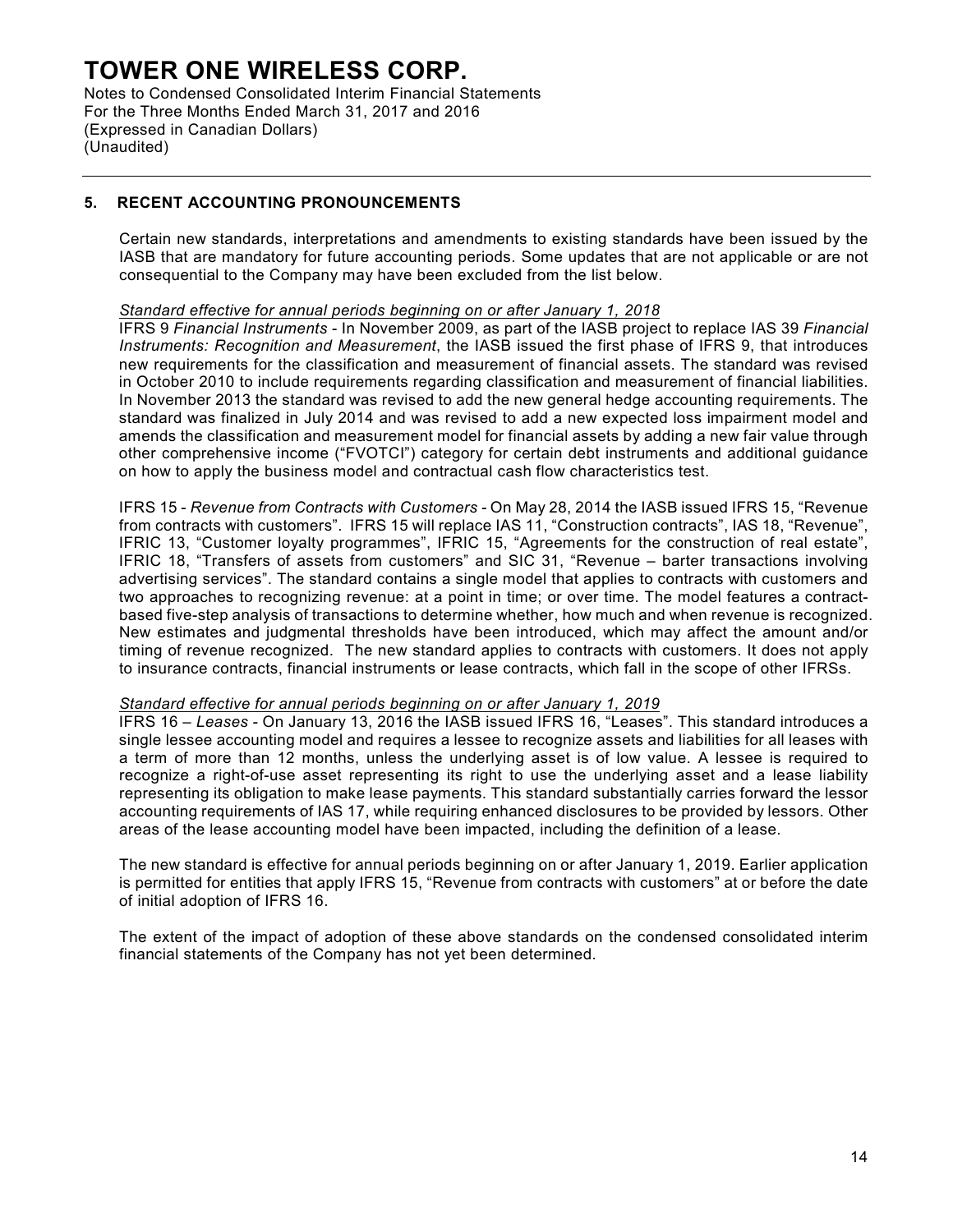## 5. RECENT ACCOUNTING PRONOUNCEMENTS

Certain new standards, interpretations and amendments to existing standards have been issued by the IASB that are mandatory for future accounting periods. Some updates that are not applicable or are not consequential to the Company may have been excluded from the list below.

*Standard effective for annual periods beginning on or after January 1, 2018*

IFRS 9 *Financial Instruments* - In November 2009, as part of the IASB project to replace IAS 39 *Financial Instruments: Recognition and Measurement*, the IASB issued the first phase of IFRS 9, that introduces new requirements for the classification and measurement of financial assets. The standard was revised in October 2010 to include requirements regarding classification and measurement of financial liabilities. In November 2013 the standard was revised to add the new general hedge accounting requirements. The standard was finalized in July 2014 and was revised to add a new expected loss impairment model and amends the classification and measurement model for financial assets by adding a new fair value through other comprehensive income ("FVOTCI") category for certain debt instruments and additional guidance on how to apply the business model and contractual cash flow characteristics test.

IFRS 15 - *Revenue from Contracts with Customers* - On May 28, 2014 the IASB issued IFRS 15, "Revenue from contracts with customers". IFRS 15 will replace IAS 11, "Construction contracts", IAS 18, "Revenue", IFRIC 13, "Customer loyalty programmes", IFRIC 15, "Agreements for the construction of real estate", IFRIC 18, "Transfers of assets from customers" and SIC 31, "Revenue – barter transactions involving advertising services". The standard contains a single model that applies to contracts with customers and two approaches to recognizing revenue: at a point in time; or over time. The model features a contract-based five-step analysis of transactions to determine whether, how much and when revenue is recognized. New estimates and judgmental thresholds have been introduced, which may affect the amount and/or timing of revenue recognized. The new standard applies to contracts with customers. It does not apply to insurance contracts, financial instruments or lease contracts, which fall in the scope of other IFRSs.

*Standard effective for annual periods beginning on or after January 1, 2019*

IFRS 16 – *Leases* - On January 13, 2016 the IASB issued IFRS 16, "Leases". This standard introduces a single lessee accounting model and requires a lessee to recognize assets and liabilities for all leases with a term of more than 12 months, unless the underlying asset is of low value. A lessee is required to recognize a right-of-use asset representing its right to use the underlying asset and a lease liability representing its obligation to make lease payments. This standard substantially carries forward the lessor accounting requirements of IAS 17, while requiring enhanced disclosures to be provided by lessors. Other areas of the lease accounting model have been impacted, including the definition of a lease.

The new standard is effective for annual periods beginning on or after January 1, 2019. Earlier application is permitted for entities that apply IFRS 15, "Revenue from contracts with customers" at or before the date of initial adoption of IFRS 16.

The extent of the impact of adoption of these above standards on the condensed consolidated interim financial statements of the Company has not yet been determined.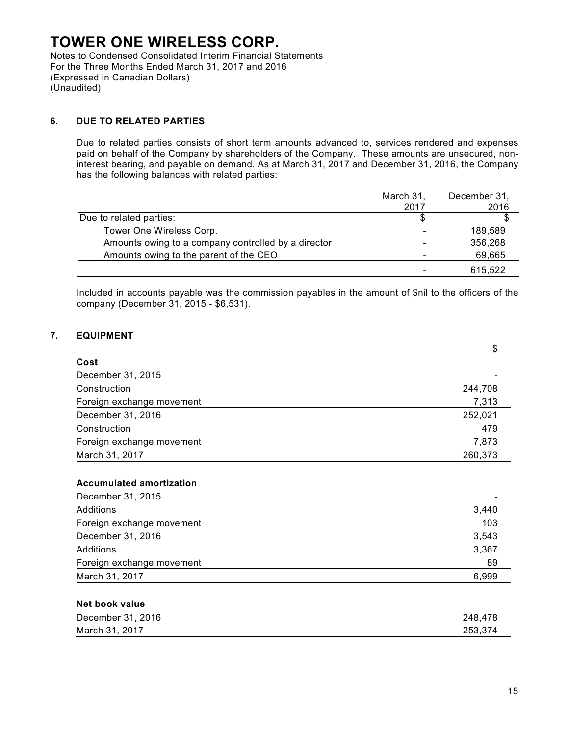## 6. DUE TO RELATED PARTIES

Due to related parties consists of short term amounts advanced to, services rendered and expenses paid on behalf of the Company by shareholders of the Company. These amounts are unsecured, non-interest bearing, and payable on demand. As at March 31, 2017 and December 31, 2016, the Company has the following balances with related parties:

| | March 31, 2017 | December 31, 2016 |
|---|---|---|
| Due to related parties: | $ | $ |
| Tower One Wireless Corp. | - | 189,589 |
| Amounts owing to a company controlled by a director | - | 356,268 |
| Amounts owing to the parent of the CEO | - | 69,665 |
| | - | 615,522 |

Included in accounts payable was the commission payables in the amount of $nil to the officers of the company (December 31, 2015 - $6,531).

## 7. EQUIPMENT

| | $ |
|---|---|
| **Cost** | |
| December 31, 2015 | - |
| Construction | 244,708 |
| Foreign exchange movement | 7,313 |
| December 31, 2016 | 252,021 |
| Construction | 479 |
| Foreign exchange movement | 7,873 |
| March 31, 2017 | 260,373 |
| | |
| **Accumulated amortization** | |
| December 31, 2015 | - |
| Additions | 3,440 |
| Foreign exchange movement | 103 |
| December 31, 2016 | 3,543 |
| Additions | 3,367 |
| Foreign exchange movement | 89 |
| March 31, 2017 | 6,999 |
| | |
| **Net book value** | |
| December 31, 2016 | 248,478 |
| March 31, 2017 | 253,374 |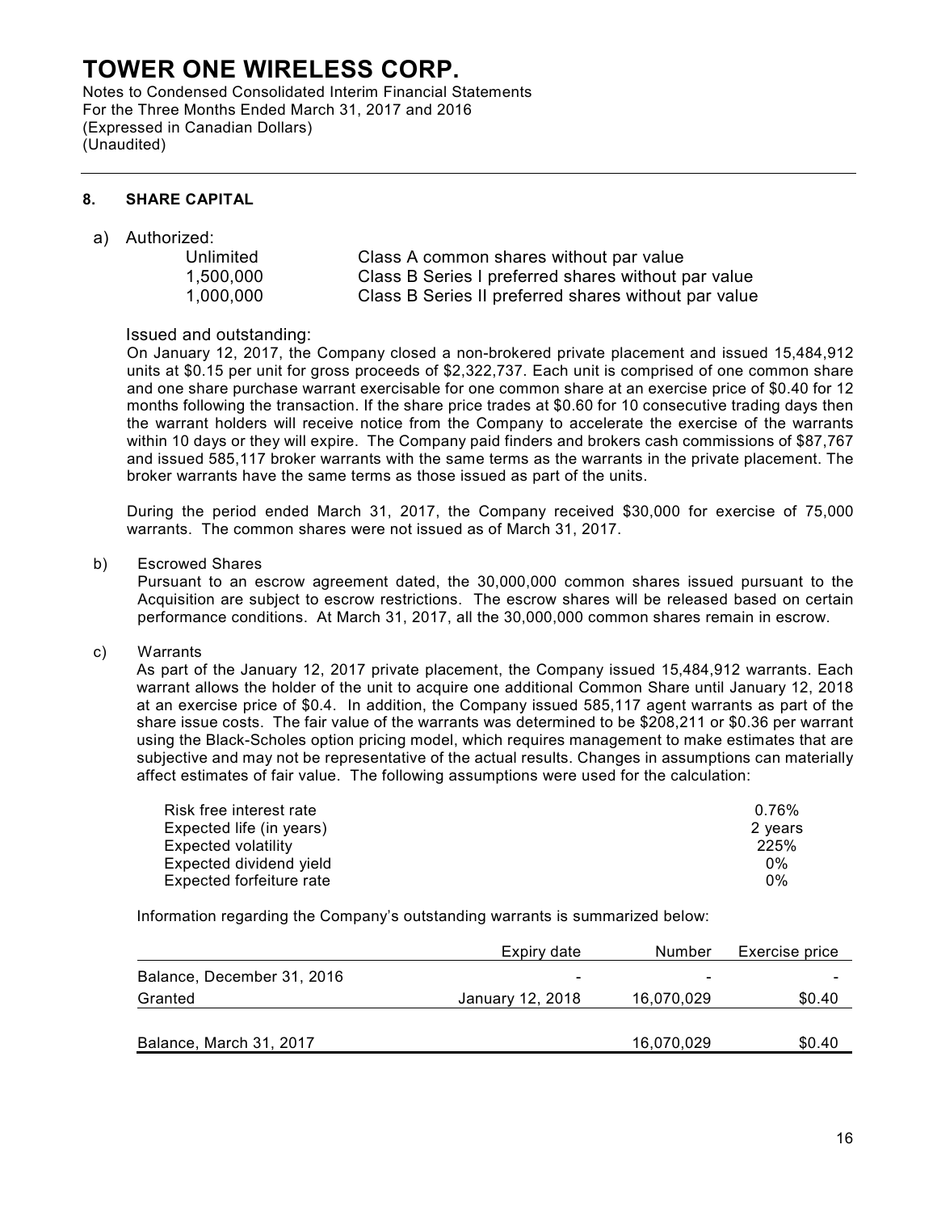# TOWER ONE WIRELESS CORP.

Notes to Condensed Consolidated Interim Financial Statements
For the Three Months Ended March 31, 2017 and 2016
(Expressed in Canadian Dollars)
(Unaudited)

## 8. SHARE CAPITAL

a) Authorized:

| | |
|---|---|
| Unlimited | Class A common shares without par value |
| 1,500,000 | Class B Series I preferred shares without par value |
| 1,000,000 | Class B Series II preferred shares without par value |

Issued and outstanding:

On January 12, 2017, the Company closed a non-brokered private placement and issued 15,484,912 units at $0.15 per unit for gross proceeds of $2,322,737. Each unit is comprised of one common share and one share purchase warrant exercisable for one common share at an exercise price of $0.40 for 12 months following the transaction. If the share price trades at $0.60 for 10 consecutive trading days then the warrant holders will receive notice from the Company to accelerate the exercise of the warrants within 10 days or they will expire. The Company paid finders and brokers cash commissions of $87,767 and issued 585,117 broker warrants with the same terms as the warrants in the private placement. The broker warrants have the same terms as those issued as part of the units.

During the period ended March 31, 2017, the Company received $30,000 for exercise of 75,000 warrants. The common shares were not issued as of March 31, 2017.

b) Escrowed Shares

Pursuant to an escrow agreement dated, the 30,000,000 common shares issued pursuant to the Acquisition are subject to escrow restrictions. The escrow shares will be released based on certain performance conditions. At March 31, 2017, all the 30,000,000 common shares remain in escrow.

c) Warrants

As part of the January 12, 2017 private placement, the Company issued 15,484,912 warrants. Each warrant allows the holder of the unit to acquire one additional Common Share until January 12, 2018 at an exercise price of $0.4. In addition, the Company issued 585,117 agent warrants as part of the share issue costs. The fair value of the warrants was determined to be $208,211 or $0.36 per warrant using the Black-Scholes option pricing model, which requires management to make estimates that are subjective and may not be representative of the actual results. Changes in assumptions can materially affect estimates of fair value. The following assumptions were used for the calculation:

| | |
|---|---|
| Risk free interest rate | 0.76% |
| Expected life (in years) | 2 years |
| Expected volatility | 225% |
| Expected dividend yield | 0% |
| Expected forfeiture rate | 0% |

Information regarding the Company's outstanding warrants is summarized below:

| | Expiry date | Number | Exercise price |
|---|---|---|---|
| Balance, December 31, 2016 | - | - | - |
| Granted | January 12, 2018 | 16,070,029 | $0.40 |
| Balance, March 31, 2017 | | 16,070,029 | $0.40 |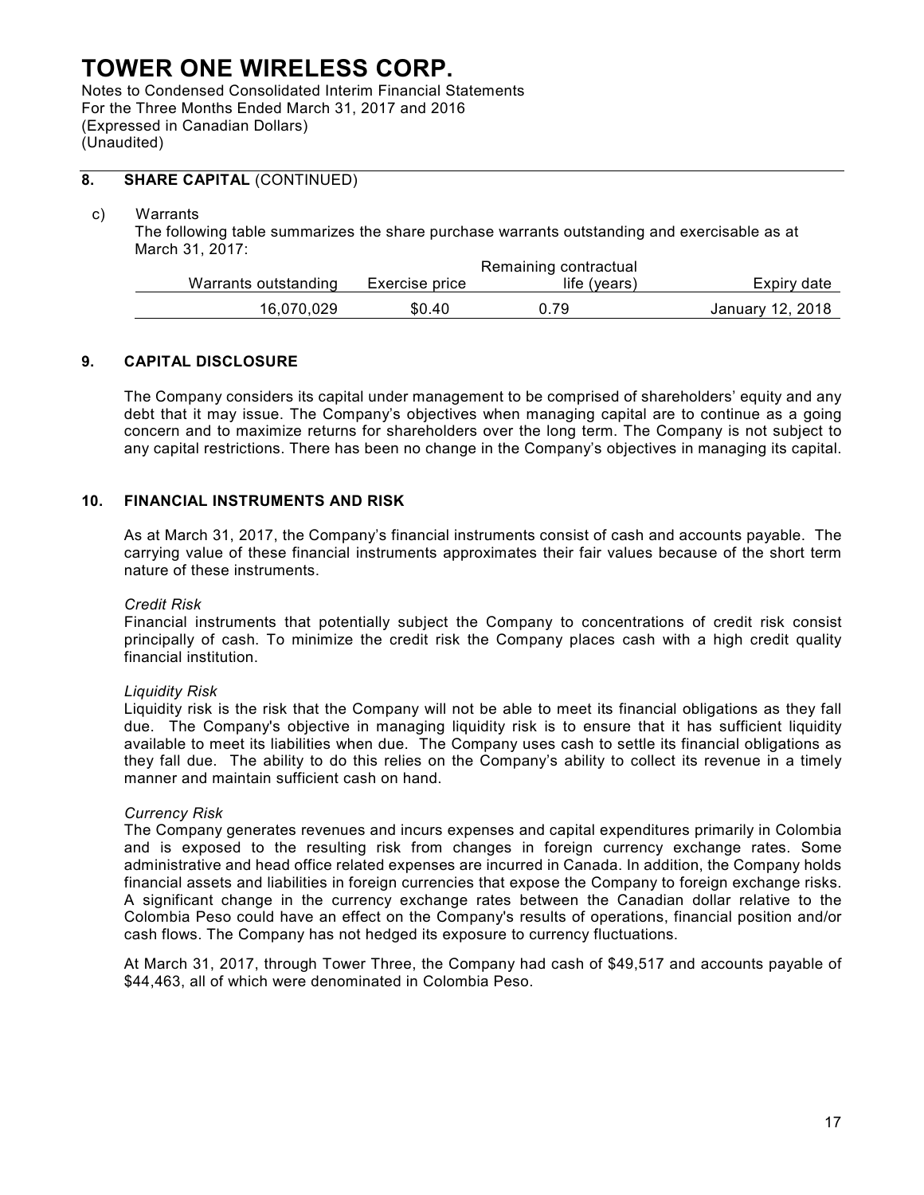## 8. SHARE CAPITAL (CONTINUED)

c) Warrants

The following table summarizes the share purchase warrants outstanding and exercisable as at March 31, 2017:

| Warrants outstanding | Exercise price | Remaining contractual life (years) | Expiry date |
|---|---|---|---|
| 16,070,029 | $0.40 | 0.79 | January 12, 2018 |

## 9. CAPITAL DISCLOSURE

The Company considers its capital under management to be comprised of shareholders' equity and any debt that it may issue. The Company's objectives when managing capital are to continue as a going concern and to maximize returns for shareholders over the long term. The Company is not subject to any capital restrictions. There has been no change in the Company's objectives in managing its capital.

## 10. FINANCIAL INSTRUMENTS AND RISK

As at March 31, 2017, the Company's financial instruments consist of cash and accounts payable. The carrying value of these financial instruments approximates their fair values because of the short term nature of these instruments.

*Credit Risk*
Financial instruments that potentially subject the Company to concentrations of credit risk consist principally of cash. To minimize the credit risk the Company places cash with a high credit quality financial institution.

*Liquidity Risk*
Liquidity risk is the risk that the Company will not be able to meet its financial obligations as they fall due. The Company's objective in managing liquidity risk is to ensure that it has sufficient liquidity available to meet its liabilities when due. The Company uses cash to settle its financial obligations as they fall due. The ability to do this relies on the Company's ability to collect its revenue in a timely manner and maintain sufficient cash on hand.

*Currency Risk*
The Company generates revenues and incurs expenses and capital expenditures primarily in Colombia and is exposed to the resulting risk from changes in foreign currency exchange rates. Some administrative and head office related expenses are incurred in Canada. In addition, the Company holds financial assets and liabilities in foreign currencies that expose the Company to foreign exchange risks. A significant change in the currency exchange rates between the Canadian dollar relative to the Colombia Peso could have an effect on the Company's results of operations, financial position and/or cash flows. The Company has not hedged its exposure to currency fluctuations.

At March 31, 2017, through Tower Three, the Company had cash of $49,517 and accounts payable of $44,463, all of which were denominated in Colombia Peso.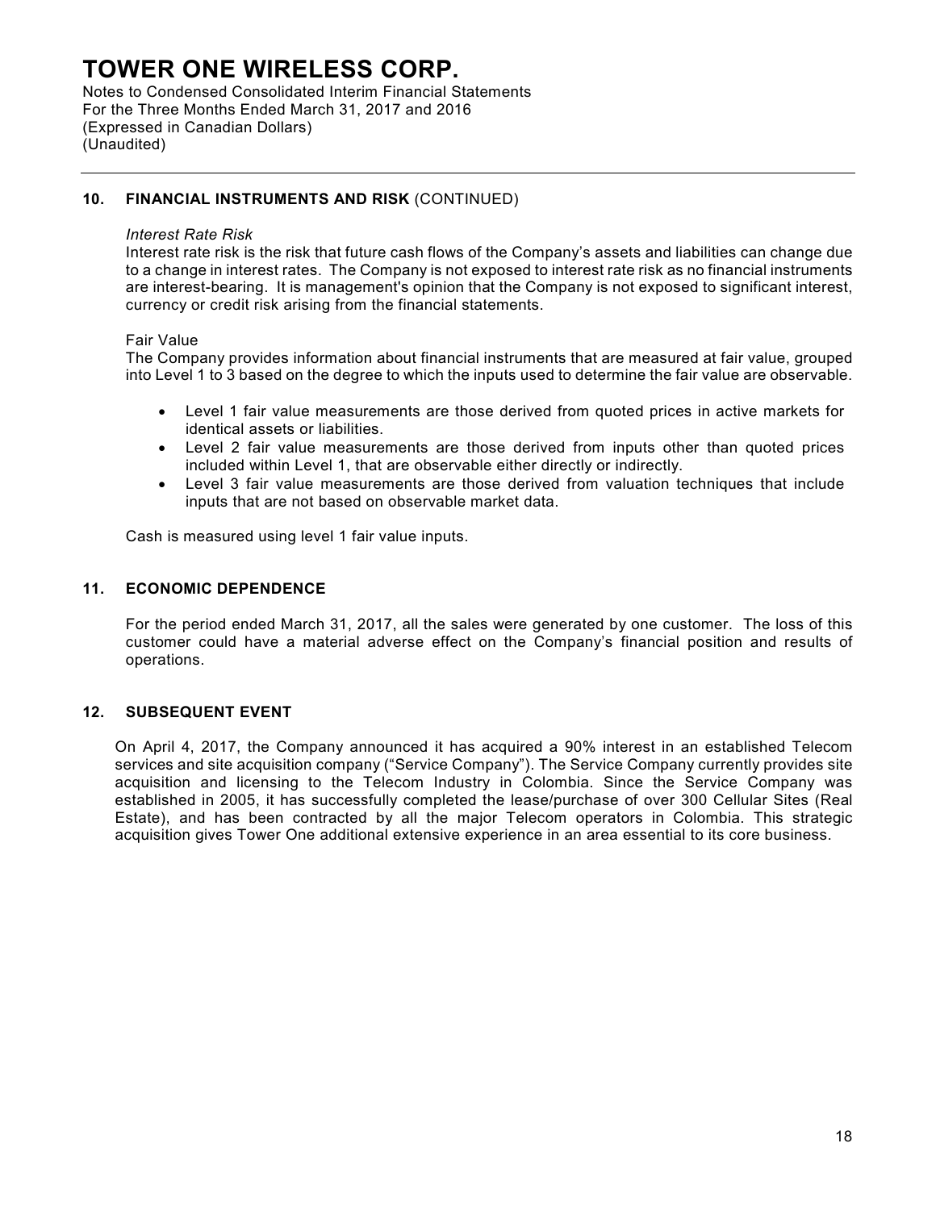## 10. FINANCIAL INSTRUMENTS AND RISK (CONTINUED)

*Interest Rate Risk*

Interest rate risk is the risk that future cash flows of the Company's assets and liabilities can change due to a change in interest rates. The Company is not exposed to interest rate risk as no financial instruments are interest-bearing. It is management's opinion that the Company is not exposed to significant interest, currency or credit risk arising from the financial statements.

Fair Value

The Company provides information about financial instruments that are measured at fair value, grouped into Level 1 to 3 based on the degree to which the inputs used to determine the fair value are observable.

- Level 1 fair value measurements are those derived from quoted prices in active markets for identical assets or liabilities.
- Level 2 fair value measurements are those derived from inputs other than quoted prices included within Level 1, that are observable either directly or indirectly.
- Level 3 fair value measurements are those derived from valuation techniques that include inputs that are not based on observable market data.

Cash is measured using level 1 fair value inputs.

## 11. ECONOMIC DEPENDENCE

For the period ended March 31, 2017, all the sales were generated by one customer. The loss of this customer could have a material adverse effect on the Company's financial position and results of operations.

## 12. SUBSEQUENT EVENT

On April 4, 2017, the Company announced it has acquired a 90% interest in an established Telecom services and site acquisition company ("Service Company"). The Service Company currently provides site acquisition and licensing to the Telecom Industry in Colombia. Since the Service Company was established in 2005, it has successfully completed the lease/purchase of over 300 Cellular Sites (Real Estate), and has been contracted by all the major Telecom operators in Colombia. This strategic acquisition gives Tower One additional extensive experience in an area essential to its core business.